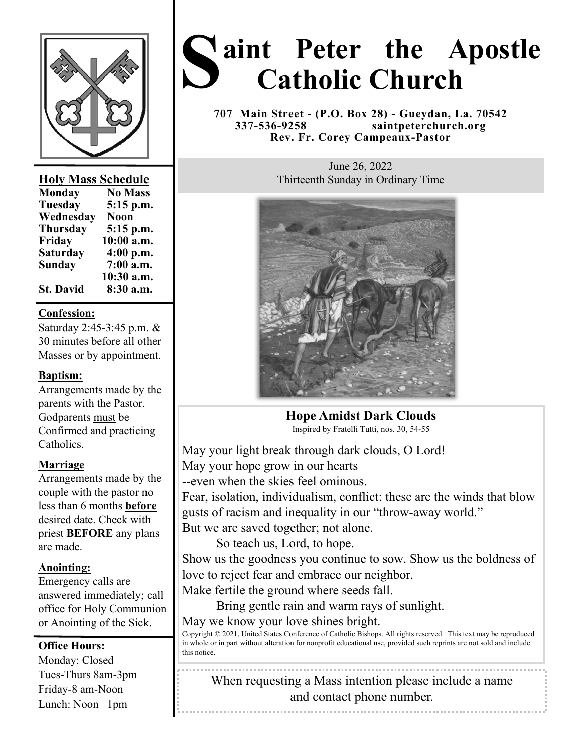# Saint Peter the Apostle Catholic Church

**707 Main Street - (P.O. Box 28) - Gueydan, La. 70542**
**337-536-9258 saintpeterchurch.org**
**Rev. Fr. Corey Campeaux-Pastor**

June 26, 2022
Thirteenth Sunday in Ordinary Time

## Holy Mass Schedule

| | |
|---|---|
| **Monday** | **No Mass** |
| **Tuesday** | **5:15 p.m.** |
| **Wednesday** | **Noon** |
| **Thursday** | **5:15 p.m.** |
| **Friday** | **10:00 a.m.** |
| **Saturday** | **4:00 p.m.** |
| **Sunday** | **7:00 a.m.** |
| | **10:30 a.m.** |
| **St. David** | **8:30 a.m.** |

**Confession:**
Saturday 2:45-3:45 p.m. & 30 minutes before all other Masses or by appointment.

**Baptism:**
Arrangements made by the parents with the Pastor. Godparents must be Confirmed and practicing Catholics.

**Marriage**
Arrangements made by the couple with the pastor no less than 6 months **before** desired date. Check with priest **BEFORE** any plans are made.

**Anointing:**
Emergency calls are answered immediately; call office for Holy Communion or Anointing of the Sick.

**Office Hours:**
Monday: Closed
Tues-Thurs 8am-3pm
Friday-8 am-Noon
Lunch: Noon– 1pm

## Hope Amidst Dark Clouds

Inspired by Fratelli Tutti, nos. 30, 54-55

May your light break through dark clouds, O Lord!
May your hope grow in our hearts
--even when the skies feel ominous.
Fear, isolation, individualism, conflict: these are the winds that blow gusts of racism and inequality in our "throw-away world."
But we are saved together; not alone.
So teach us, Lord, to hope.
Show us the goodness you continue to sow. Show us the boldness of love to reject fear and embrace our neighbor.
Make fertile the ground where seeds fall.
Bring gentle rain and warm rays of sunlight.
May we know your love shines bright.

Copyright © 2021, United States Conference of Catholic Bishops. All rights reserved. This text may be reproduced in whole or in part without alteration for nonprofit educational use, provided such reprints are not sold and include this notice.

When requesting a Mass intention please include a name and contact phone number.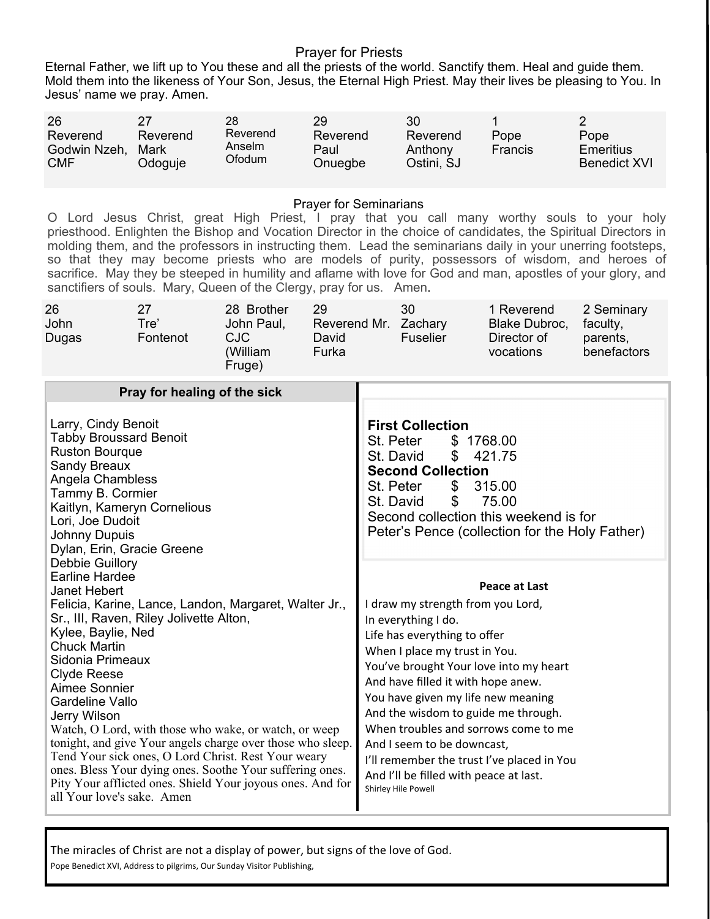## Prayer for Priests

Eternal Father, we lift up to You these and all the priests of the world. Sanctify them. Heal and guide them. Mold them into the likeness of Your Son, Jesus, the Eternal High Priest. May their lives be pleasing to You. In Jesus' name we pray. Amen.

| 26 | 27 | 28 | 29 | 30 | 1 | 2 |
|---|---|---|---|---|---|---|
| Reverend Godwin Nzeh, CMF | Reverend Mark Odoguje | Reverend Anselm Ofodum | Reverend Paul Onuegbe | Reverend Anthony Ostini, SJ | Pope Francis | Pope Emeritius Benedict XVI |

## Prayer for Seminarians

O Lord Jesus Christ, great High Priest, I pray that you call many worthy souls to your holy priesthood. Enlighten the Bishop and Vocation Director in the choice of candidates, the Spiritual Directors in molding them, and the professors in instructing them. Lead the seminarians daily in your unerring footsteps, so that they may become priests who are models of purity, possessors of wisdom, and heroes of sacrifice. May they be steeped in humility and aflame with love for God and man, apostles of your glory, and sanctifiers of souls. Mary, Queen of the Clergy, pray for us. Amen.

| 26 | 27 | 28 | 29 | 30 | 1 | 2 |
|---|---|---|---|---|---|---|
| John Dugas | Tre' Fontenot | Brother John Paul, CJC (William Fruge) | Reverend Mr. David Furka | Zachary Fuselier | Reverend Blake Dubroc, Director of vocations | Seminary faculty, parents, benefactors |

## Pray for healing of the sick

Larry, Cindy Benoit
Tabby Broussard Benoit
Ruston Bourque
Sandy Breaux
Angela Chambless
Tammy B. Cormier
Kaitlyn, Kameryn Cornelious
Lori, Joe Dudoit
Johnny Dupuis
Dylan, Erin, Gracie Greene
Debbie Guillory
Earline Hardee
Janet Hebert
Felicia, Karine, Lance, Landon, Margaret, Walter Jr., Sr., III, Raven, Riley Jolivette Alton,
Kylee, Baylie, Ned
Chuck Martin
Sidonia Primeaux
Clyde Reese
Aimee Sonnier
Gardeline Vallo
Jerry Wilson

Watch, O Lord, with those who wake, or watch, or weep tonight, and give Your angels charge over those who sleep. Tend Your sick ones, O Lord Christ. Rest Your weary ones. Bless Your dying ones. Soothe Your suffering ones. Pity Your afflicted ones. Shield Your joyous ones. And for all Your love's sake. Amen

**First Collection**
St. Peter $ 1768.00
St. David $ 421.75
**Second Collection**
St. Peter $ 315.00
St. David $ 75.00
Second collection this weekend is for Peter's Pence (collection for the Holy Father)

**Peace at Last**

I draw my strength from you Lord,
In everything I do.
Life has everything to offer
When I place my trust in You.
You've brought Your love into my heart
And have filled it with hope anew.
You have given my life new meaning
And the wisdom to guide me through.
When troubles and sorrows come to me
And I seem to be downcast,
I'll remember the trust I've placed in You
And I'll be filled with peace at last.
Shirley Hile Powell

The miracles of Christ are not a display of power, but signs of the love of God.
Pope Benedict XVI, Address to pilgrims, Our Sunday Visitor Publishing,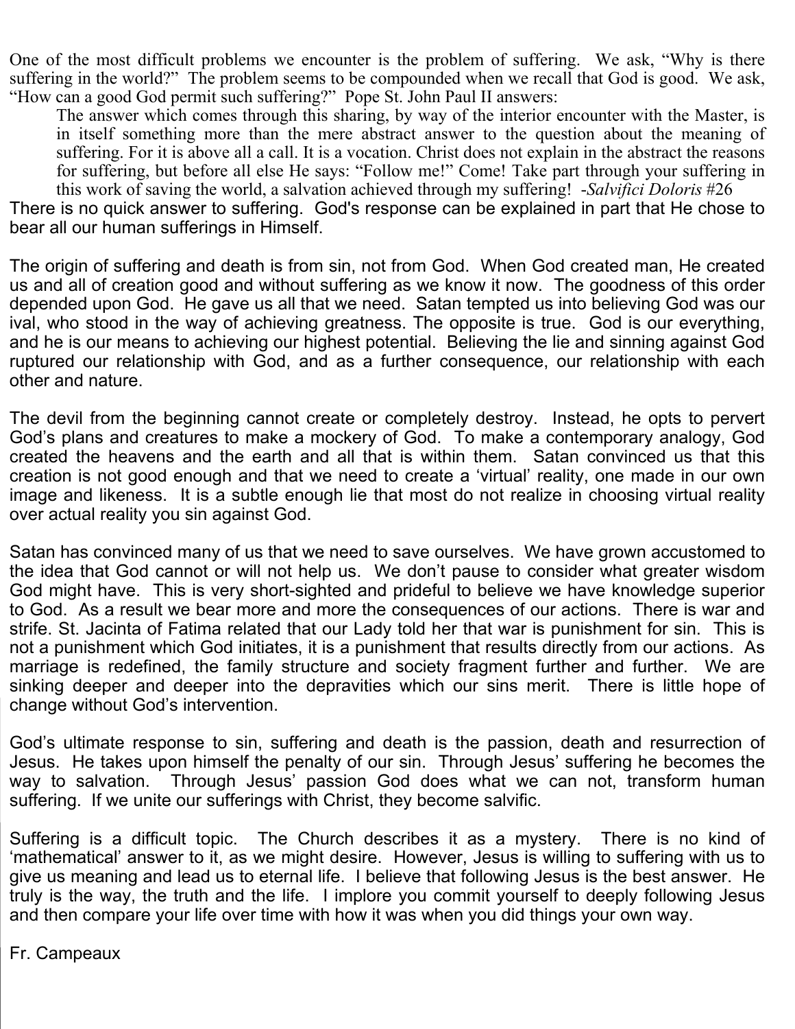One of the most difficult problems we encounter is the problem of suffering. We ask, "Why is there suffering in the world?" The problem seems to be compounded when we recall that God is good. We ask, "How can a good God permit such suffering?" Pope St. John Paul II answers:

> The answer which comes through this sharing, by way of the interior encounter with the Master, is in itself something more than the mere abstract answer to the question about the meaning of suffering. For it is above all a call. It is a vocation. Christ does not explain in the abstract the reasons for suffering, but before all else He says: "Follow me!" Come! Take part through your suffering in this work of saving the world, a salvation achieved through my suffering! -*Salvifici Doloris* #26

There is no quick answer to suffering. God's response can be explained in part that He chose to bear all our human sufferings in Himself.

The origin of suffering and death is from sin, not from God. When God created man, He created us and all of creation good and without suffering as we know it now. The goodness of this order depended upon God. He gave us all that we need. Satan tempted us into believing God was our ival, who stood in the way of achieving greatness. The opposite is true. God is our everything, and he is our means to achieving our highest potential. Believing the lie and sinning against God ruptured our relationship with God, and as a further consequence, our relationship with each other and nature.

The devil from the beginning cannot create or completely destroy. Instead, he opts to pervert God's plans and creatures to make a mockery of God. To make a contemporary analogy, God created the heavens and the earth and all that is within them. Satan convinced us that this creation is not good enough and that we need to create a 'virtual' reality, one made in our own image and likeness. It is a subtle enough lie that most do not realize in choosing virtual reality over actual reality you sin against God.

Satan has convinced many of us that we need to save ourselves. We have grown accustomed to the idea that God cannot or will not help us. We don't pause to consider what greater wisdom God might have. This is very short-sighted and prideful to believe we have knowledge superior to God. As a result we bear more and more the consequences of our actions. There is war and strife. St. Jacinta of Fatima related that our Lady told her that war is punishment for sin. This is not a punishment which God initiates, it is a punishment that results directly from our actions. As marriage is redefined, the family structure and society fragment further and further. We are sinking deeper and deeper into the depravities which our sins merit. There is little hope of change without God's intervention.

God's ultimate response to sin, suffering and death is the passion, death and resurrection of Jesus. He takes upon himself the penalty of our sin. Through Jesus' suffering he becomes the way to salvation. Through Jesus' passion God does what we can not, transform human suffering. If we unite our sufferings with Christ, they become salvific.

Suffering is a difficult topic. The Church describes it as a mystery. There is no kind of 'mathematical' answer to it, as we might desire. However, Jesus is willing to suffering with us to give us meaning and lead us to eternal life. I believe that following Jesus is the best answer. He truly is the way, the truth and the life. I implore you commit yourself to deeply following Jesus and then compare your life over time with how it was when you did things your own way.

Fr. Campeaux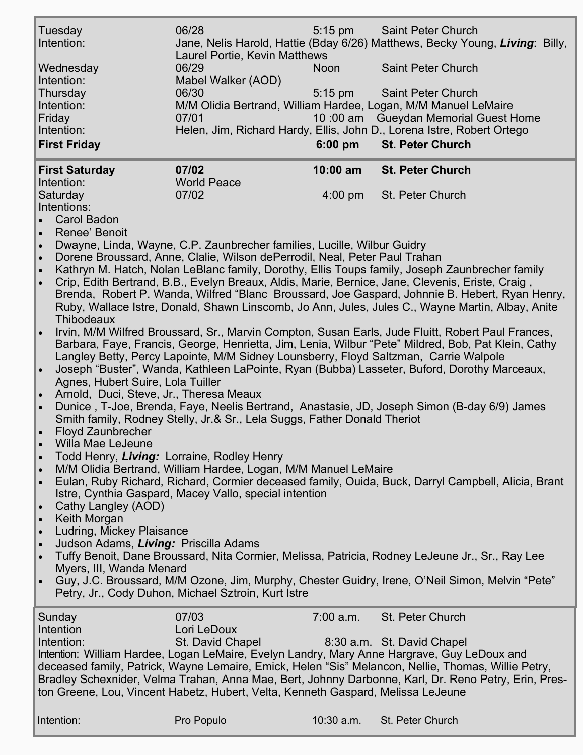| | | | |
|---|---|---|---|
| Tuesday | 06/28 | 5:15 pm | Saint Peter Church |
| Intention: | Jane, Nelis Harold, Hattie (Bday 6/26) Matthews, Becky Young, ***Living***: Billy, Laurel Portie, Kevin Matthews | | |
| Wednesday | 06/29 | Noon | Saint Peter Church |
| Intention: | Mabel Walker (AOD) | | |
| Thursday | 06/30 | 5:15 pm | Saint Peter Church |
| Intention: | M/M Olidia Bertrand, William Hardee, Logan, M/M Manuel LeMaire | | |
| Friday | 07/01 | 10 :00 am | Gueydan Memorial Guest Home |
| Intention: | Helen, Jim, Richard Hardy, Ellis, John D., Lorena Istre, Robert Ortego | | |
| **First Friday** | | **6:00 pm** | **St. Peter Church** |

| | | | |
|---|---|---|---|
| **First Saturday** | **07/02** | **10:00 am** | **St. Peter Church** |
| Intention: | World Peace | | |
| Saturday | 07/02 | 4:00 pm | St. Peter Church |

Intentions:

- Carol Badon
- Renee' Benoit
- Dwayne, Linda, Wayne, C.P. Zaunbrecher families, Lucille, Wilbur Guidry
- Dorene Broussard, Anne, Clalie, Wilson dePerrodil, Neal, Peter Paul Trahan
- Kathryn M. Hatch, Nolan LeBlanc family, Dorothy, Ellis Toups family, Joseph Zaunbrecher family
- Crip, Edith Bertrand, B.B., Evelyn Breaux, Aldis, Marie, Bernice, Jane, Clevenis, Eriste, Craig , Brenda, Robert P. Wanda, Wilfred "Blanc Broussard, Joe Gaspard, Johnnie B. Hebert, Ryan Henry, Ruby, Wallace Istre, Donald, Shawn Linscomb, Jo Ann, Jules, Jules C., Wayne Martin, Albay, Anite Thibodeaux
- Irvin, M/M Wilfred Broussard, Sr., Marvin Compton, Susan Earls, Jude Fluitt, Robert Paul Frances, Barbara, Faye, Francis, George, Henrietta, Jim, Lenia, Wilbur "Pete" Mildred, Bob, Pat Klein, Cathy Langley Betty, Percy Lapointe, M/M Sidney Lounsberry, Floyd Saltzman, Carrie Walpole
- Joseph "Buster", Wanda, Kathleen LaPointe, Ryan (Bubba) Lasseter, Buford, Dorothy Marceaux, Agnes, Hubert Suire, Lola Tuiller
- Arnold, Duci, Steve, Jr., Theresa Meaux
- Dunice , T-Joe, Brenda, Faye, Neelis Bertrand, Anastasie, JD, Joseph Simon (B-day 6/9) James Smith family, Rodney Stelly, Jr.& Sr., Lela Suggs, Father Donald Theriot
- Floyd Zaunbrecher
- Willa Mae LeJeune
- Todd Henry, ***Living:*** Lorraine, Rodley Henry
- M/M Olidia Bertrand, William Hardee, Logan, M/M Manuel LeMaire
- Eulan, Ruby Richard, Richard, Cormier deceased family, Ouida, Buck, Darryl Campbell, Alicia, Brant Istre, Cynthia Gaspard, Macey Vallo, special intention
- Cathy Langley (AOD)
- Keith Morgan
- Ludring, Mickey Plaisance
- Judson Adams, ***Living:*** Priscilla Adams
- Tuffy Benoit, Dane Broussard, Nita Cormier, Melissa, Patricia, Rodney LeJeune Jr., Sr., Ray Lee Myers, III, Wanda Menard
- Guy, J.C. Broussard, M/M Ozone, Jim, Murphy, Chester Guidry, Irene, O'Neil Simon, Melvin "Pete" Petry, Jr., Cody Duhon, Michael Sztroin, Kurt Istre

| | | | |
|---|---|---|---|
| Sunday | 07/03 | 7:00 a.m. | St. Peter Church |
| Intention | Lori LeDoux | | |
| Intention: | St. David Chapel | 8:30 a.m. | St. David Chapel |

Intention: William Hardee, Logan LeMaire, Evelyn Landry, Mary Anne Hargrave, Guy LeDoux and deceased family, Patrick, Wayne Lemaire, Emick, Helen "Sis" Melancon, Nellie, Thomas, Willie Petry, Bradley Schexnider, Velma Trahan, Anna Mae, Bert, Johnny Darbonne, Karl, Dr. Reno Petry, Erin, Preston Greene, Lou, Vincent Habetz, Hubert, Velta, Kenneth Gaspard, Melissa LeJeune

| | | | |
|---|---|---|---|
| Intention: | Pro Populo | 10:30 a.m. | St. Peter Church |